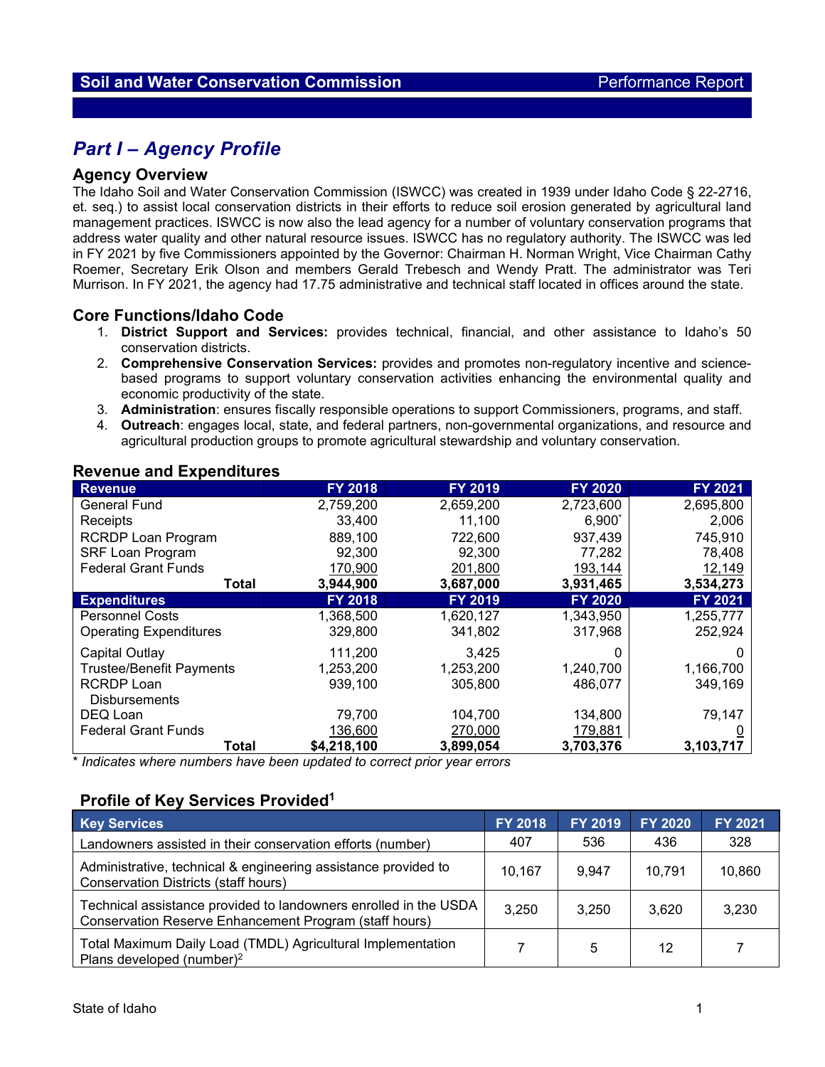Soil and Water Conservation Commission — Performance Report

# Part I – Agency Profile

## Agency Overview

The Idaho Soil and Water Conservation Commission (ISWCC) was created in 1939 under Idaho Code § 22-2716, et. seq.) to assist local conservation districts in their efforts to reduce soil erosion generated by agricultural land management practices. ISWCC is now also the lead agency for a number of voluntary conservation programs that address water quality and other natural resource issues. ISWCC has no regulatory authority. The ISWCC was led in FY 2021 by five Commissioners appointed by the Governor: Chairman H. Norman Wright, Vice Chairman Cathy Roemer, Secretary Erik Olson and members Gerald Trebesch and Wendy Pratt. The administrator was Teri Murrison. In FY 2021, the agency had 17.75 administrative and technical staff located in offices around the state.

## Core Functions/Idaho Code

1. **District Support and Services:** provides technical, financial, and other assistance to Idaho's 50 conservation districts.
2. **Comprehensive Conservation Services:** provides and promotes non-regulatory incentive and science-based programs to support voluntary conservation activities enhancing the environmental quality and economic productivity of the state.
3. **Administration**: ensures fiscally responsible operations to support Commissioners, programs, and staff.
4. **Outreach**: engages local, state, and federal partners, non-governmental organizations, and resource and agricultural production groups to promote agricultural stewardship and voluntary conservation.

## Revenue and Expenditures

| Revenue | FY 2018 | FY 2019 | FY 2020 | FY 2021 |
|---|---|---|---|---|
| General Fund | 2,759,200 | 2,659,200 | 2,723,600 | 2,695,800 |
| Receipts | 33,400 | 11,100 | 6,900* | 2,006 |
| RCRDP Loan Program | 889,100 | 722,600 | 937,439 | 745,910 |
| SRF Loan Program | 92,300 | 92,300 | 77,282 | 78,408 |
| Federal Grant Funds | 170,900 | 201,800 | 193,144 | 12,149 |
| **Total** | **3,944,900** | **3,687,000** | **3,931,465** | **3,534,273** |
| **Expenditures** | **FY 2018** | **FY 2019** | **FY 2020** | **FY 2021** |
| Personnel Costs | 1,368,500 | 1,620,127 | 1,343,950 | 1,255,777 |
| Operating Expenditures | 329,800 | 341,802 | 317,968 | 252,924 |
| Capital Outlay | 111,200 | 3,425 | 0 | 0 |
| Trustee/Benefit Payments | 1,253,200 | 1,253,200 | 1,240,700 | 1,166,700 |
| RCRDP Loan Disbursements | 939,100 | 305,800 | 486,077 | 349,169 |
| DEQ Loan | 79,700 | 104,700 | 134,800 | 79,147 |
| Federal Grant Funds | 136,600 | 270,000 | 179,881 | 0 |
| **Total** | **$4,218,100** | **3,899,054** | **3,703,376** | **3,103,717** |

*\* Indicates where numbers have been updated to correct prior year errors*

## Profile of Key Services Provided[1]

| Key Services | FY 2018 | FY 2019 | FY 2020 | FY 2021 |
|---|---|---|---|---|
| Landowners assisted in their conservation efforts (number) | 407 | 536 | 436 | 328 |
| Administrative, technical & engineering assistance provided to Conservation Districts (staff hours) | 10,167 | 9,947 | 10,791 | 10,860 |
| Technical assistance provided to landowners enrolled in the USDA Conservation Reserve Enhancement Program (staff hours) | 3,250 | 3,250 | 3,620 | 3,230 |
| Total Maximum Daily Load (TMDL) Agricultural Implementation Plans developed (number)[2] | 7 | 5 | 12 | 7 |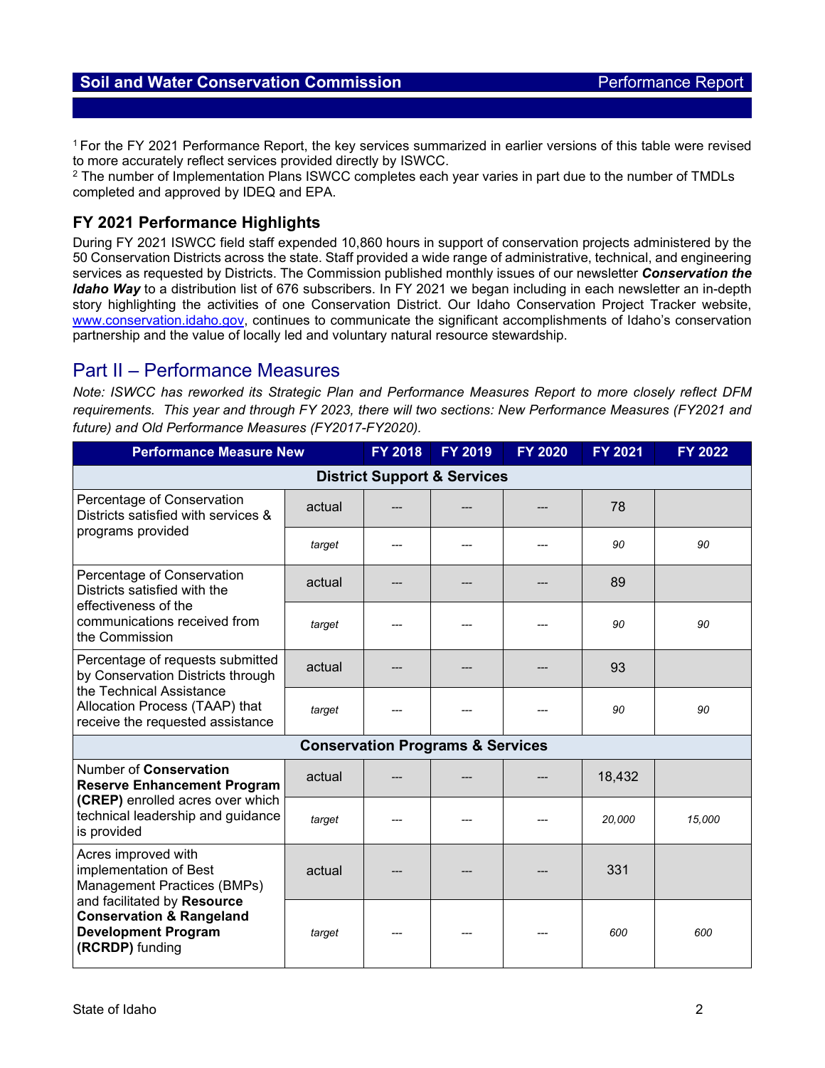[1] For the FY 2021 Performance Report, the key services summarized in earlier versions of this table were revised to more accurately reflect services provided directly by ISWCC.
[2] The number of Implementation Plans ISWCC completes each year varies in part due to the number of TMDLs completed and approved by IDEQ and EPA.

### FY 2021 Performance Highlights

During FY 2021 ISWCC field staff expended 10,860 hours in support of conservation projects administered by the 50 Conservation Districts across the state. Staff provided a wide range of administrative, technical, and engineering services as requested by Districts. The Commission published monthly issues of our newsletter ***Conservation the Idaho Way*** to a distribution list of 676 subscribers. In FY 2021 we began including in each newsletter an in-depth story highlighting the activities of one Conservation District. Our Idaho Conservation Project Tracker website, www.conservation.idaho.gov, continues to communicate the significant accomplishments of Idaho's conservation partnership and the value of locally led and voluntary natural resource stewardship.

## Part II – Performance Measures

*Note: ISWCC has reworked its Strategic Plan and Performance Measures Report to more closely reflect DFM requirements. This year and through FY 2023, there will two sections: New Performance Measures (FY2021 and future) and Old Performance Measures (FY2017-FY2020).*

| Performance Measure New | | FY 2018 | FY 2019 | FY 2020 | FY 2021 | FY 2022 |
|---|---|---|---|---|---|---|
| **District Support & Services** | | | | | | |
| Percentage of Conservation Districts satisfied with services & programs provided | actual | --- | --- | --- | 78 | |
| | *target* | --- | --- | --- | *90* | *90* |
| Percentage of Conservation Districts satisfied with the effectiveness of the communications received from the Commission | actual | --- | --- | --- | 89 | |
| | *target* | --- | --- | --- | *90* | *90* |
| Percentage of requests submitted by Conservation Districts through the Technical Assistance Allocation Process (TAAP) that receive the requested assistance | actual | --- | --- | --- | 93 | |
| | *target* | --- | --- | --- | *90* | *90* |
| **Conservation Programs & Services** | | | | | | |
| Number of **Conservation Reserve Enhancement Program (CREP)** enrolled acres over which technical leadership and guidance is provided | actual | --- | --- | --- | 18,432 | |
| | *target* | --- | --- | --- | *20,000* | *15,000* |
| Acres improved with implementation of Best Management Practices (BMPs) and facilitated by **Resource Conservation & Rangeland Development Program (RCRDP)** funding | actual | --- | --- | --- | 331 | |
| | *target* | --- | --- | --- | *600* | *600* |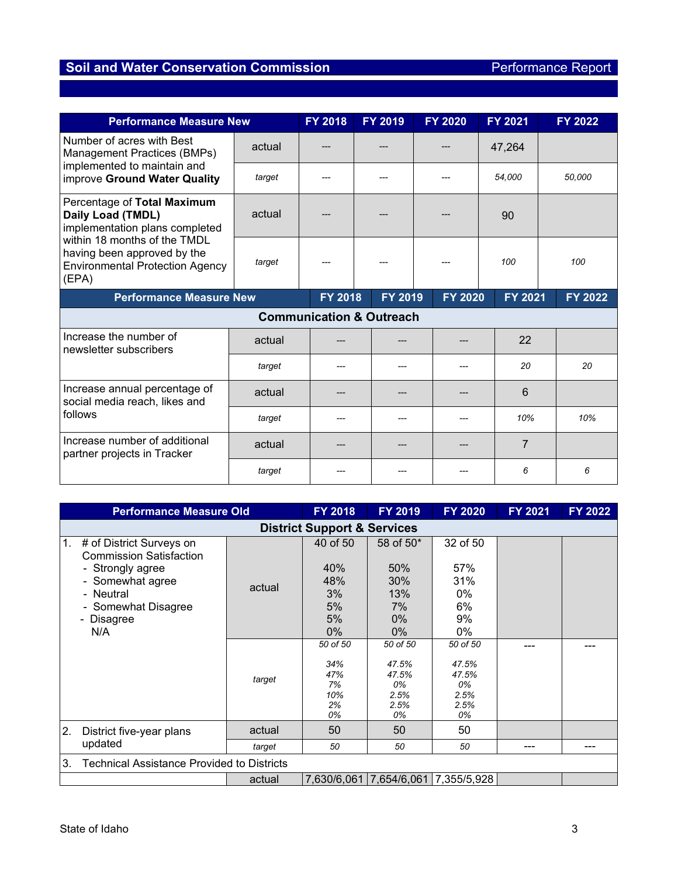| Performance Measure New | | FY 2018 | FY 2019 | FY 2020 | FY 2021 | FY 2022 |
|---|---|---|---|---|---|---|
| Number of acres with Best Management Practices (BMPs) implemented to maintain and improve **Ground Water Quality** | actual | --- | --- | --- | 47,264 | |
| | *target* | --- | --- | --- | *54,000* | *50,000* |
| Percentage of **Total Maximum Daily Load (TMDL)** implementation plans completed within 18 months of the TMDL having been approved by the Environmental Protection Agency (EPA) | actual | --- | --- | --- | 90 | |
| | *target* | --- | --- | --- | *100* | *100* |

| Performance Measure New | | FY 2018 | FY 2019 | FY 2020 | FY 2021 | FY 2022 |
|---|---|---|---|---|---|---|
| **Communication & Outreach** | | | | | | |
| Increase the number of newsletter subscribers | actual | --- | --- | --- | 22 | |
| | *target* | --- | --- | --- | *20* | *20* |
| Increase annual percentage of social media reach, likes and follows | actual | --- | --- | --- | 6 | |
| | *target* | --- | --- | --- | *10%* | *10%* |
| Increase number of additional partner projects in Tracker | actual | --- | --- | --- | 7 | |
| | *target* | --- | --- | --- | *6* | *6* |

| Performance Measure Old | | FY 2018 | FY 2019 | FY 2020 | FY 2021 | FY 2022 |
|---|---|---|---|---|---|---|
| **District Support & Services** | | | | | | |
| 1. # of District Surveys on Commission Satisfaction<br>- Strongly agree<br>- Somewhat agree<br>- Neutral<br>- Somewhat Disagree<br>- Disagree<br>N/A | actual | 40 of 50<br><br>40%<br>48%<br>3%<br>5%<br>5%<br>0% | 58 of 50*<br><br>50%<br>30%<br>13%<br>7%<br>0%<br>0% | 32 of 50<br><br>57%<br>31%<br>0%<br>6%<br>9%<br>0% | | |
| | *target* | *50 of 50*<br><br>*34%*<br>*47%*<br>*7%*<br>*10%*<br>*2%*<br>*0%* | *50 of 50*<br><br>*47.5%*<br>*47.5%*<br>*0%*<br>*2.5%*<br>*2.5%*<br>*0%* | *50 of 50*<br><br>*47.5%*<br>*47.5%*<br>*0%*<br>*2.5%*<br>*2.5%*<br>*0%* | --- | --- |
| 2. District five-year plans updated | actual | 50 | 50 | 50 | | |
| | *target* | *50* | *50* | *50* | --- | --- |
| 3. Technical Assistance Provided to Districts | | | | | | |
| | actual | 7,630/6,061 | 7,654/6,061 | 7,355/5,928 | | |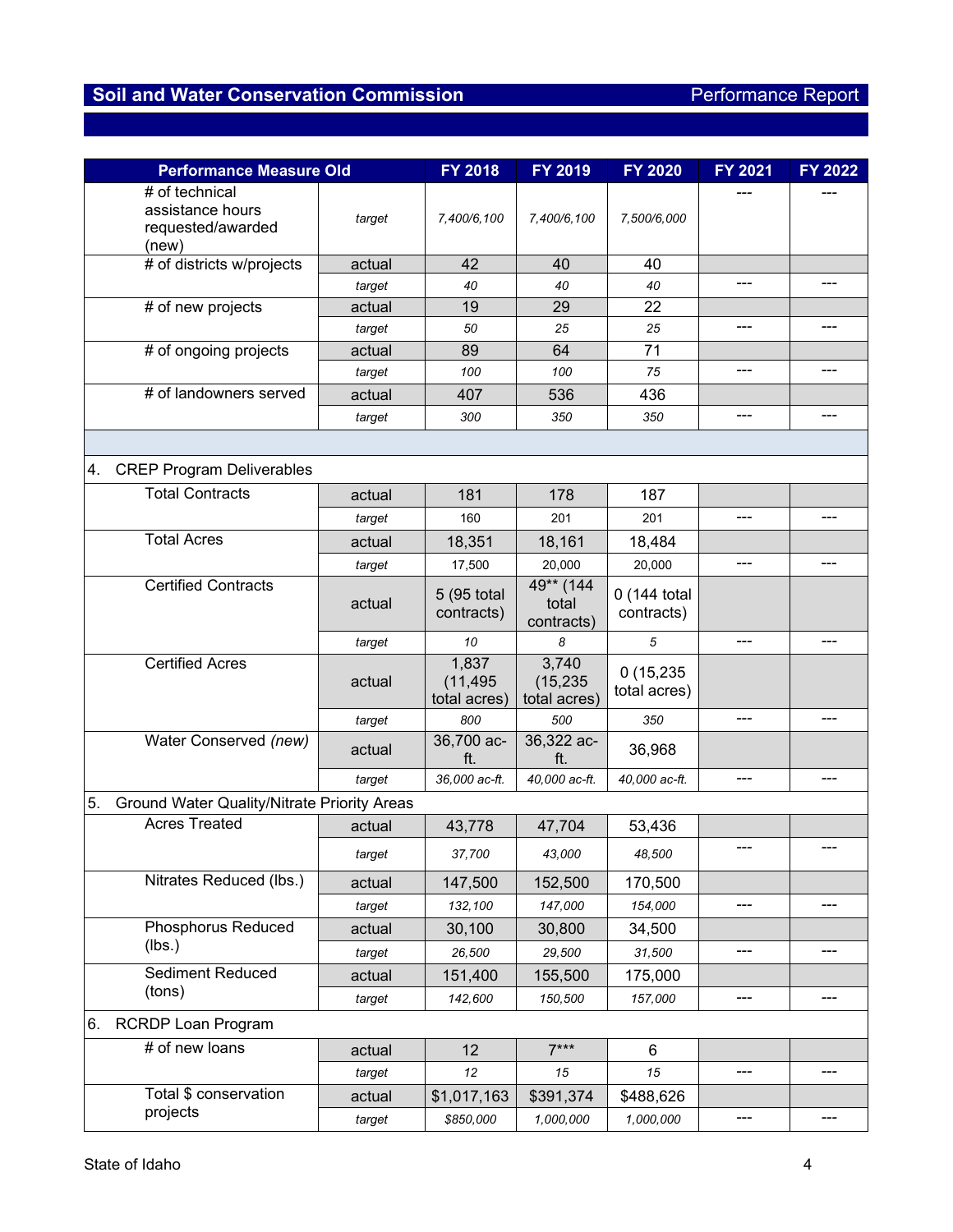## Soil and Water Conservation Commission — Performance Report

| Performance Measure Old | | FY 2018 | FY 2019 | FY 2020 | FY 2021 | FY 2022 |
|---|---|---|---|---|---|---|
| # of technical assistance hours requested/awarded (new) | *target* | *7,400/6,100* | *7,400/6,100* | *7,500/6,000* | --- | --- |
| # of districts w/projects | actual | 42 | 40 | 40 | | |
| | *target* | *40* | *40* | *40* | --- | --- |
| # of new projects | actual | 19 | 29 | 22 | | |
| | *target* | *50* | *25* | *25* | --- | --- |
| # of ongoing projects | actual | 89 | 64 | 71 | | |
| | *target* | *100* | *100* | *75* | --- | --- |
| # of landowners served | actual | 407 | 536 | 436 | | |
| | *target* | *300* | *350* | *350* | --- | --- |
| | | | | | | |
| 4. CREP Program Deliverables | | | | | | |
| Total Contracts | actual | 181 | 178 | 187 | | |
| | *target* | 160 | 201 | 201 | --- | --- |
| Total Acres | actual | 18,351 | 18,161 | 18,484 | | |
| | *target* | 17,500 | 20,000 | 20,000 | --- | --- |
| Certified Contracts | actual | 5 (95 total contracts) | 49** (144 total contracts) | 0 (144 total contracts) | | |
| | *target* | *10* | *8* | *5* | --- | --- |
| Certified Acres | actual | 1,837 (11,495 total acres) | 3,740 (15,235 total acres) | 0 (15,235 total acres) | | |
| | *target* | *800* | *500* | *350* | --- | --- |
| Water Conserved *(new)* | actual | 36,700 ac-ft. | 36,322 ac-ft. | 36,968 | | |
| | *target* | *36,000 ac-ft.* | *40,000 ac-ft.* | *40,000 ac-ft.* | --- | --- |
| 5. Ground Water Quality/Nitrate Priority Areas | | | | | | |
| Acres Treated | actual | 43,778 | 47,704 | 53,436 | | |
| | *target* | *37,700* | *43,000* | *48,500* | --- | --- |
| Nitrates Reduced (lbs.) | actual | 147,500 | 152,500 | 170,500 | | |
| | *target* | *132,100* | *147,000* | *154,000* | --- | --- |
| Phosphorus Reduced (lbs.) | actual | 30,100 | 30,800 | 34,500 | | |
| | *target* | *26,500* | *29,500* | *31,500* | --- | --- |
| Sediment Reduced (tons) | actual | 151,400 | 155,500 | 175,000 | | |
| | *target* | *142,600* | *150,500* | *157,000* | --- | --- |
| 6. RCRDP Loan Program | | | | | | |
| # of new loans | actual | 12 | 7*** | 6 | | |
| | *target* | *12* | *15* | *15* | --- | --- |
| Total $ conservation projects | actual | $1,017,163 | $391,374 | $488,626 | | |
| | *target* | *$850,000* | *1,000,000* | *1,000,000* | --- | --- |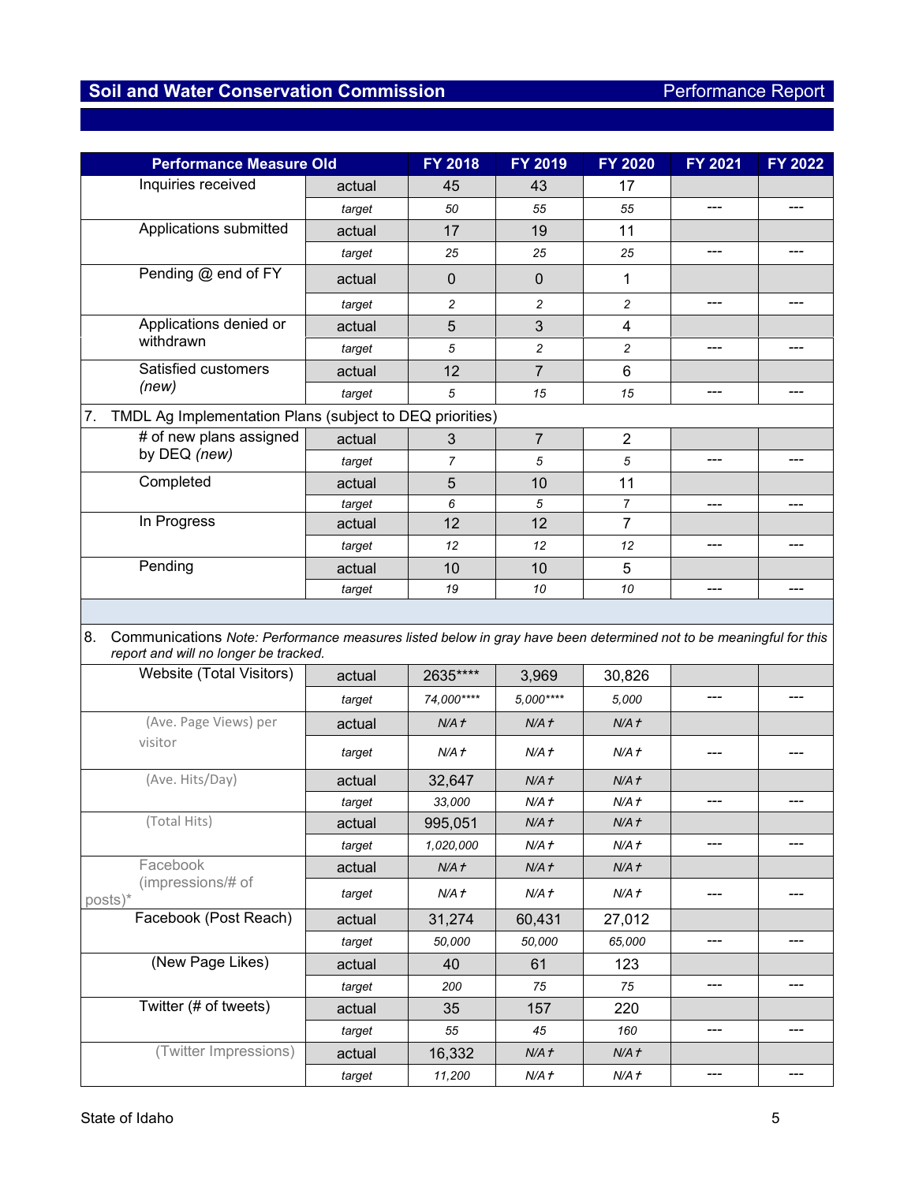| Performance Measure Old | | FY 2018 | FY 2019 | FY 2020 | FY 2021 | FY 2022 |
|---|---|---|---|---|---|---|
| Inquiries received | actual | 45 | 43 | 17 | | |
| | *target* | *50* | *55* | *55* | --- | --- |
| Applications submitted | actual | 17 | 19 | 11 | | |
| | *target* | *25* | *25* | *25* | --- | --- |
| Pending @ end of FY | actual | 0 | 0 | 1 | | |
| | *target* | *2* | *2* | *2* | --- | --- |
| Applications denied or withdrawn | actual | 5 | 3 | 4 | | |
| | *target* | *5* | *2* | *2* | --- | --- |
| Satisfied customers *(new)* | actual | 12 | 7 | 6 | | |
| | *target* | *5* | *15* | *15* | --- | --- |
| 7. TMDL Ag Implementation Plans (subject to DEQ priorities) | | | | | | |
| # of new plans assigned by DEQ *(new)* | actual | 3 | 7 | 2 | | |
| | *target* | *7* | *5* | *5* | --- | --- |
| Completed | actual | 5 | 10 | 11 | | |
| | *target* | *6* | *5* | *7* | --- | --- |
| In Progress | actual | 12 | 12 | 7 | | |
| | *target* | *12* | *12* | *12* | --- | --- |
| Pending | actual | 10 | 10 | 5 | | |
| | *target* | *19* | *10* | *10* | --- | --- |
| | | | | | | |
| 8. Communications *Note: Performance measures listed below in gray have been determined not to be meaningful for this report and will no longer be tracked.* | | | | | | |
| Website (Total Visitors) | actual | 2635**** | 3,969 | 30,826 | | |
| | *target* | *74,000*** ** | *5,000*** ** | *5,000* | --- | --- |
| (Ave. Page Views) per visitor | actual | *N/A†* | *N/A†* | *N/A†* | | |
| | *target* | *N/A†* | *N/A†* | *N/A†* | --- | --- |
| (Ave. Hits/Day) | actual | 32,647 | *N/A†* | *N/A†* | | |
| | *target* | *33,000* | *N/A†* | *N/A†* | --- | --- |
| (Total Hits) | actual | 995,051 | *N/A†* | *N/A†* | | |
| | *target* | *1,020,000* | *N/A†* | *N/A†* | --- | --- |
| Facebook (impressions/# of posts)* | actual | *N/A†* | *N/A†* | *N/A†* | | |
| | *target* | *N/A†* | *N/A†* | *N/A†* | --- | --- |
| Facebook (Post Reach) | actual | 31,274 | 60,431 | 27,012 | | |
| | *target* | *50,000* | *50,000* | *65,000* | --- | --- |
| (New Page Likes) | actual | 40 | 61 | 123 | | |
| | *target* | *200* | *75* | *75* | --- | --- |
| Twitter (# of tweets) | actual | 35 | 157 | 220 | | |
| | *target* | *55* | *45* | *160* | --- | --- |
| (Twitter Impressions) | actual | 16,332 | *N/A†* | *N/A†* | | |
| | *target* | *11,200* | *N/A†* | *N/A†* | --- | --- |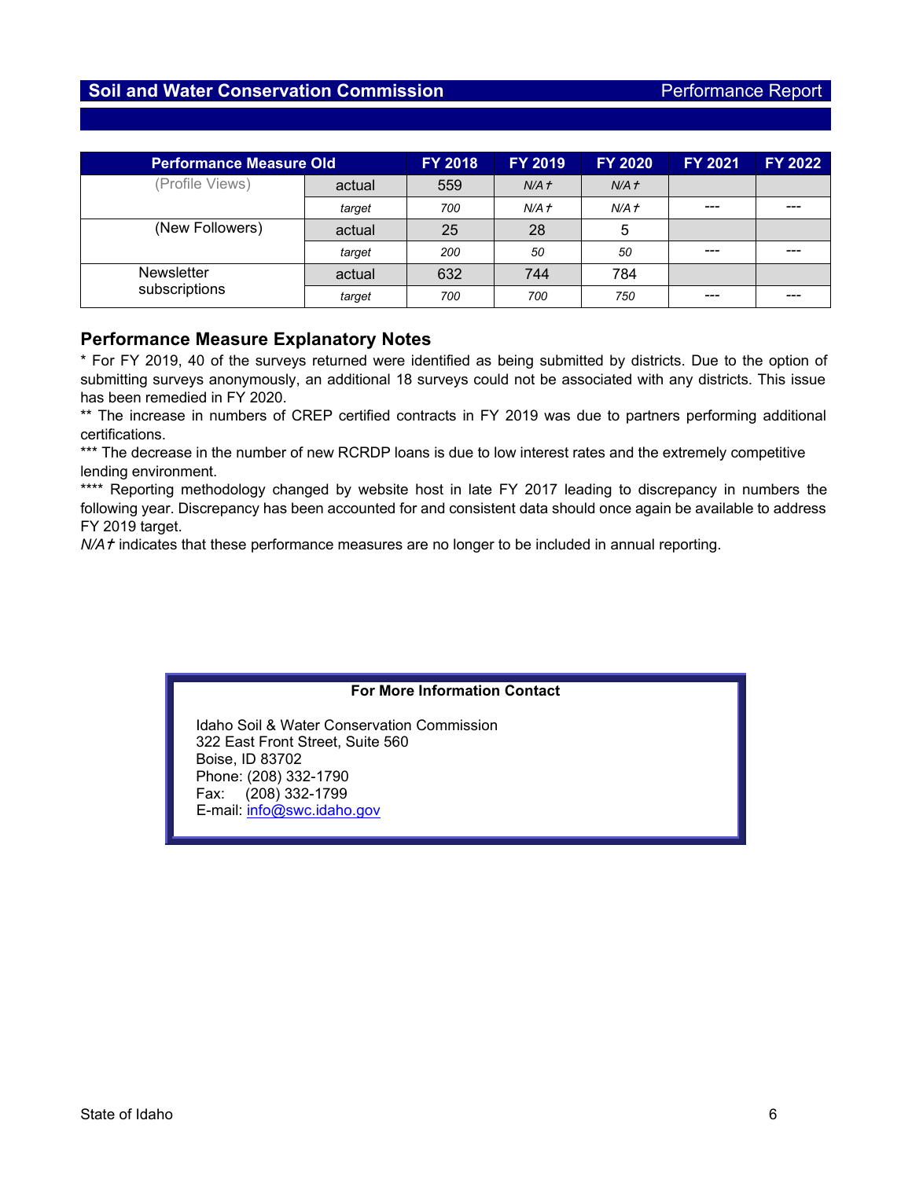| Performance Measure Old | | FY 2018 | FY 2019 | FY 2020 | FY 2021 | FY 2022 |
|---|---|---|---|---|---|---|
| (Profile Views) | actual | 559 | *N/A†* | *N/A†* | | |
| | *target* | *700* | *N/A†* | *N/A†* | --- | --- |
| (New Followers) | actual | 25 | 28 | 5 | | |
| | *target* | *200* | *50* | *50* | --- | --- |
| Newsletter subscriptions | actual | 632 | 744 | 784 | | |
| | *target* | *700* | *700* | *750* | --- | --- |

## Performance Measure Explanatory Notes

* For FY 2019, 40 of the surveys returned were identified as being submitted by districts. Due to the option of submitting surveys anonymously, an additional 18 surveys could not be associated with any districts. This issue has been remedied in FY 2020.

** The increase in numbers of CREP certified contracts in FY 2019 was due to partners performing additional certifications.

*** The decrease in the number of new RCRDP loans is due to low interest rates and the extremely competitive lending environment.

**** Reporting methodology changed by website host in late FY 2017 leading to discrepancy in numbers the following year. Discrepancy has been accounted for and consistent data should once again be available to address FY 2019 target.

*N/A†* indicates that these performance measures are no longer to be included in annual reporting.

**For More Information Contact**

Idaho Soil & Water Conservation Commission
322 East Front Street, Suite 560
Boise, ID 83702
Phone: (208) 332-1790
Fax: (208) 332-1799
E-mail: info@swc.idaho.gov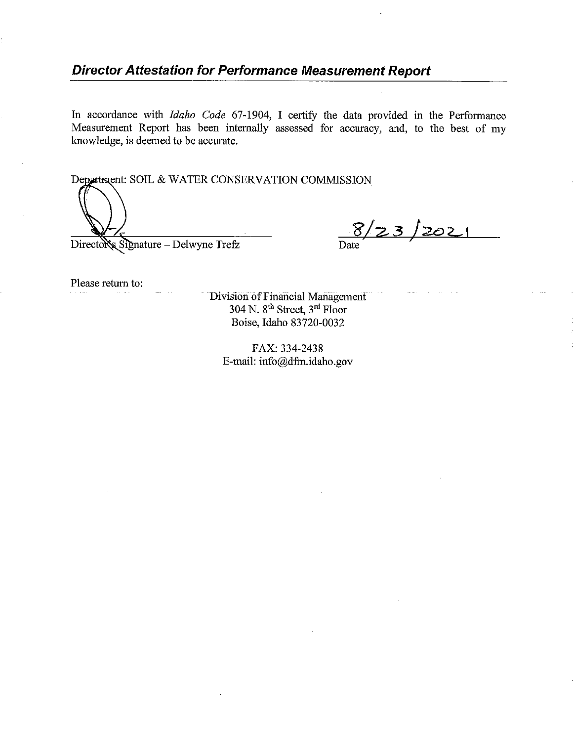## *Director Attestation for Performance Measurement Report*

In accordance with *Idaho Code* 67-1904, I certify the data provided in the Performance Measurement Report has been internally assessed for accuracy, and, to the best of my knowledge, is deemed to be accurate.

Department: SOIL & WATER CONSERVATION COMMISSION

Director's Signature – Delwyne Trefz

Date 8/23/2021

Please return to:

Division of Financial Management
304 N. 8th Street, 3rd Floor
Boise, Idaho 83720-0032

FAX: 334-2438
E-mail: info@dfm.idaho.gov